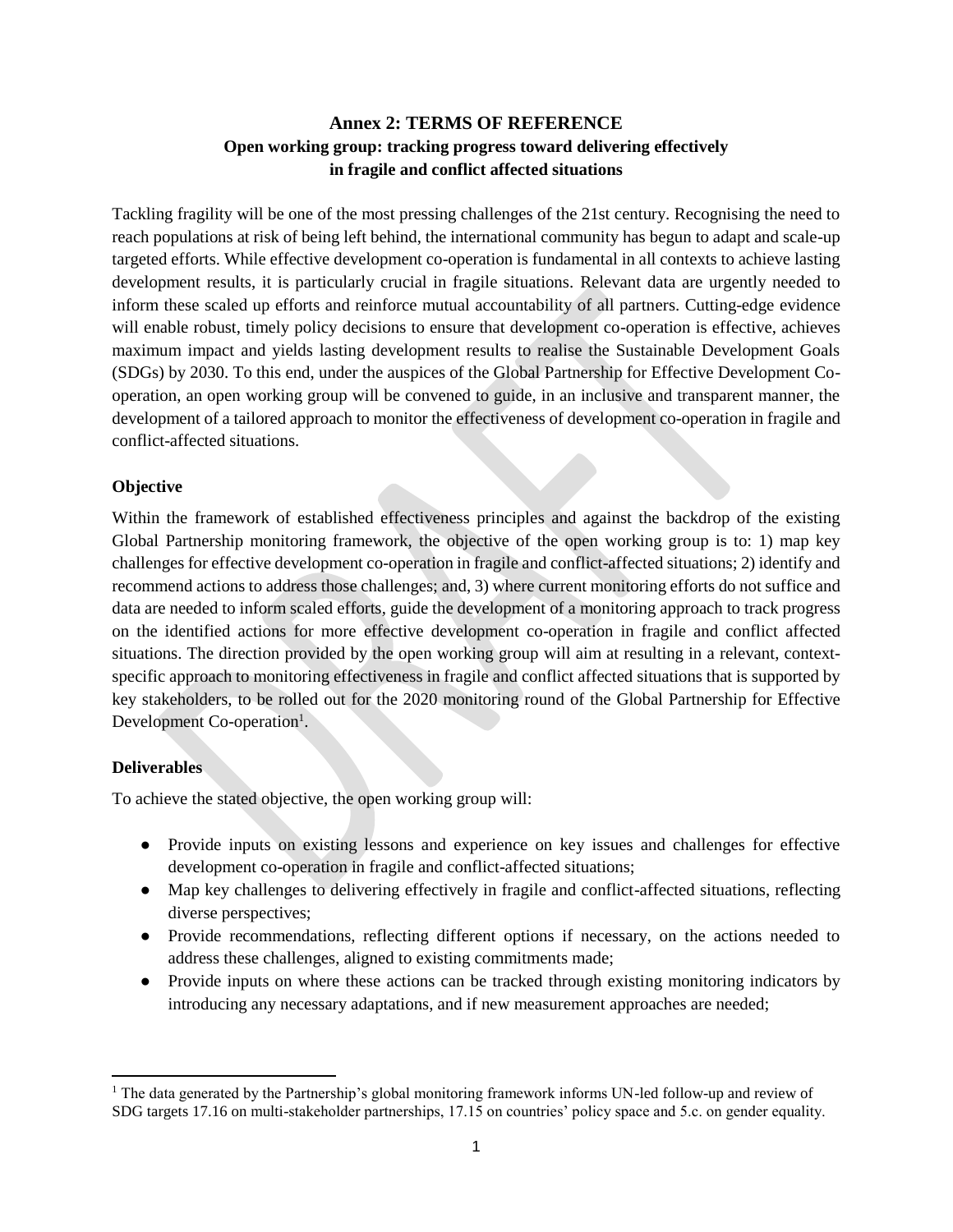# Annex 2: TERMS OF REFERENCE

## Open working group: tracking progress toward delivering effectively in fragile and conflict affected situations

Tackling fragility will be one of the most pressing challenges of the 21st century. Recognising the need to reach populations at risk of being left behind, the international community has begun to adapt and scale-up targeted efforts. While effective development co-operation is fundamental in all contexts to achieve lasting development results, it is particularly crucial in fragile situations. Relevant data are urgently needed to inform these scaled up efforts and reinforce mutual accountability of all partners. Cutting-edge evidence will enable robust, timely policy decisions to ensure that development co-operation is effective, achieves maximum impact and yields lasting development results to realise the Sustainable Development Goals (SDGs) by 2030. To this end, under the auspices of the Global Partnership for Effective Development Co-operation, an open working group will be convened to guide, in an inclusive and transparent manner, the development of a tailored approach to monitor the effectiveness of development co-operation in fragile and conflict-affected situations.

### Objective

Within the framework of established effectiveness principles and against the backdrop of the existing Global Partnership monitoring framework, the objective of the open working group is to: 1) map key challenges for effective development co-operation in fragile and conflict-affected situations; 2) identify and recommend actions to address those challenges; and, 3) where current monitoring efforts do not suffice and data are needed to inform scaled efforts, guide the development of a monitoring approach to track progress on the identified actions for more effective development co-operation in fragile and conflict affected situations. The direction provided by the open working group will aim at resulting in a relevant, context-specific approach to monitoring effectiveness in fragile and conflict affected situations that is supported by key stakeholders, to be rolled out for the 2020 monitoring round of the Global Partnership for Effective Development Co-operation[1].

### Deliverables

To achieve the stated objective, the open working group will:

- Provide inputs on existing lessons and experience on key issues and challenges for effective development co-operation in fragile and conflict-affected situations;
- Map key challenges to delivering effectively in fragile and conflict-affected situations, reflecting diverse perspectives;
- Provide recommendations, reflecting different options if necessary, on the actions needed to address these challenges, aligned to existing commitments made;
- Provide inputs on where these actions can be tracked through existing monitoring indicators by introducing any necessary adaptations, and if new measurement approaches are needed;

[1] The data generated by the Partnership's global monitoring framework informs UN-led follow-up and review of SDG targets 17.16 on multi-stakeholder partnerships, 17.15 on countries' policy space and 5.c. on gender equality.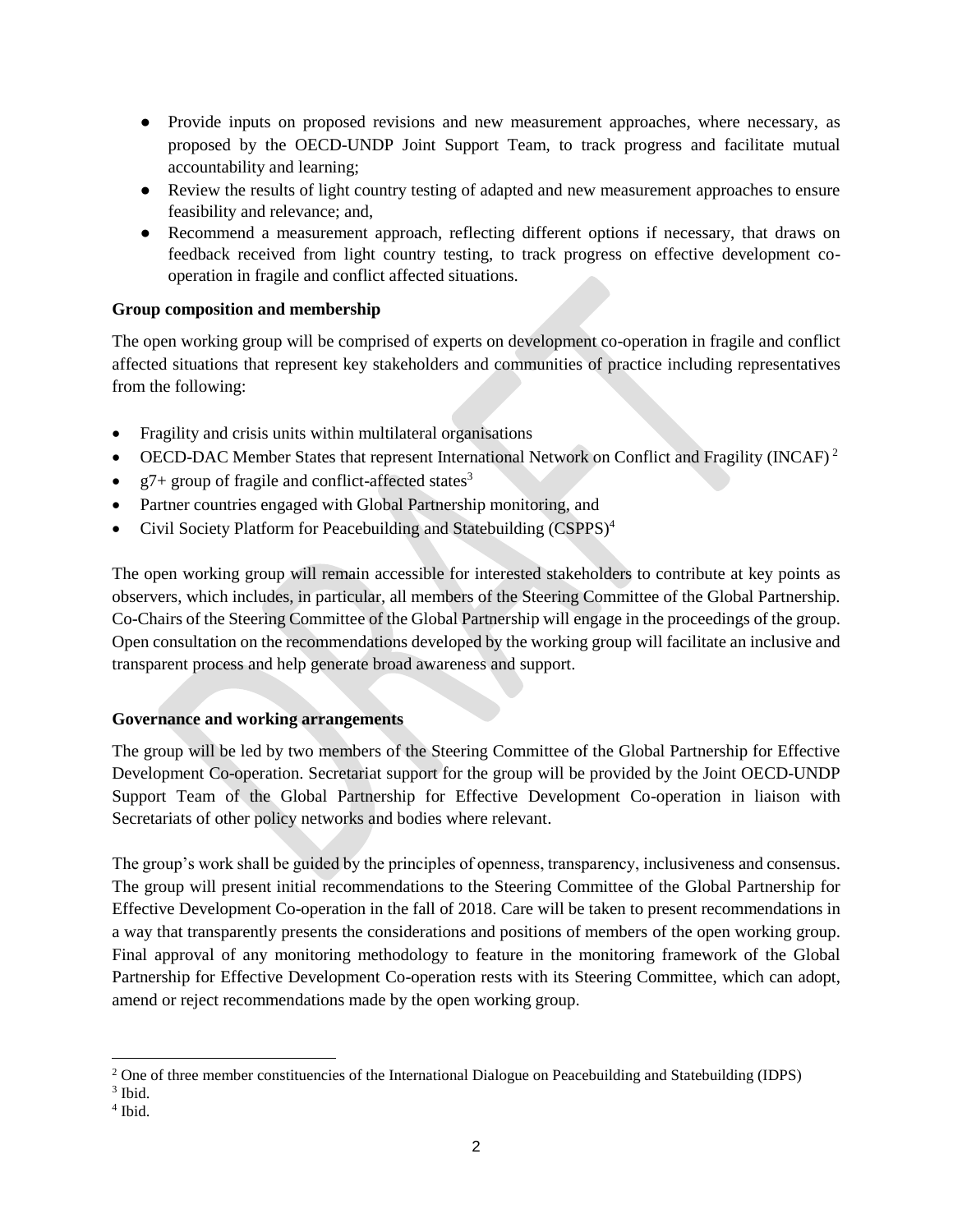- Provide inputs on proposed revisions and new measurement approaches, where necessary, as proposed by the OECD-UNDP Joint Support Team, to track progress and facilitate mutual accountability and learning;
- Review the results of light country testing of adapted and new measurement approaches to ensure feasibility and relevance; and,
- Recommend a measurement approach, reflecting different options if necessary, that draws on feedback received from light country testing, to track progress on effective development co-operation in fragile and conflict affected situations.

**Group composition and membership**

The open working group will be comprised of experts on development co-operation in fragile and conflict affected situations that represent key stakeholders and communities of practice including representatives from the following:

- Fragility and crisis units within multilateral organisations
- OECD-DAC Member States that represent International Network on Conflict and Fragility (INCAF) [2]
- g7+ group of fragile and conflict-affected states[3]
- Partner countries engaged with Global Partnership monitoring, and
- Civil Society Platform for Peacebuilding and Statebuilding (CSPPS)[4]

The open working group will remain accessible for interested stakeholders to contribute at key points as observers, which includes, in particular, all members of the Steering Committee of the Global Partnership. Co-Chairs of the Steering Committee of the Global Partnership will engage in the proceedings of the group. Open consultation on the recommendations developed by the working group will facilitate an inclusive and transparent process and help generate broad awareness and support.

**Governance and working arrangements**

The group will be led by two members of the Steering Committee of the Global Partnership for Effective Development Co-operation. Secretariat support for the group will be provided by the Joint OECD-UNDP Support Team of the Global Partnership for Effective Development Co-operation in liaison with Secretariats of other policy networks and bodies where relevant.

The group's work shall be guided by the principles of openness, transparency, inclusiveness and consensus. The group will present initial recommendations to the Steering Committee of the Global Partnership for Effective Development Co-operation in the fall of 2018. Care will be taken to present recommendations in a way that transparently presents the considerations and positions of members of the open working group. Final approval of any monitoring methodology to feature in the monitoring framework of the Global Partnership for Effective Development Co-operation rests with its Steering Committee, which can adopt, amend or reject recommendations made by the open working group.

---

[2] One of three member constituencies of the International Dialogue on Peacebuilding and Statebuilding (IDPS)

[3] Ibid.

[4] Ibid.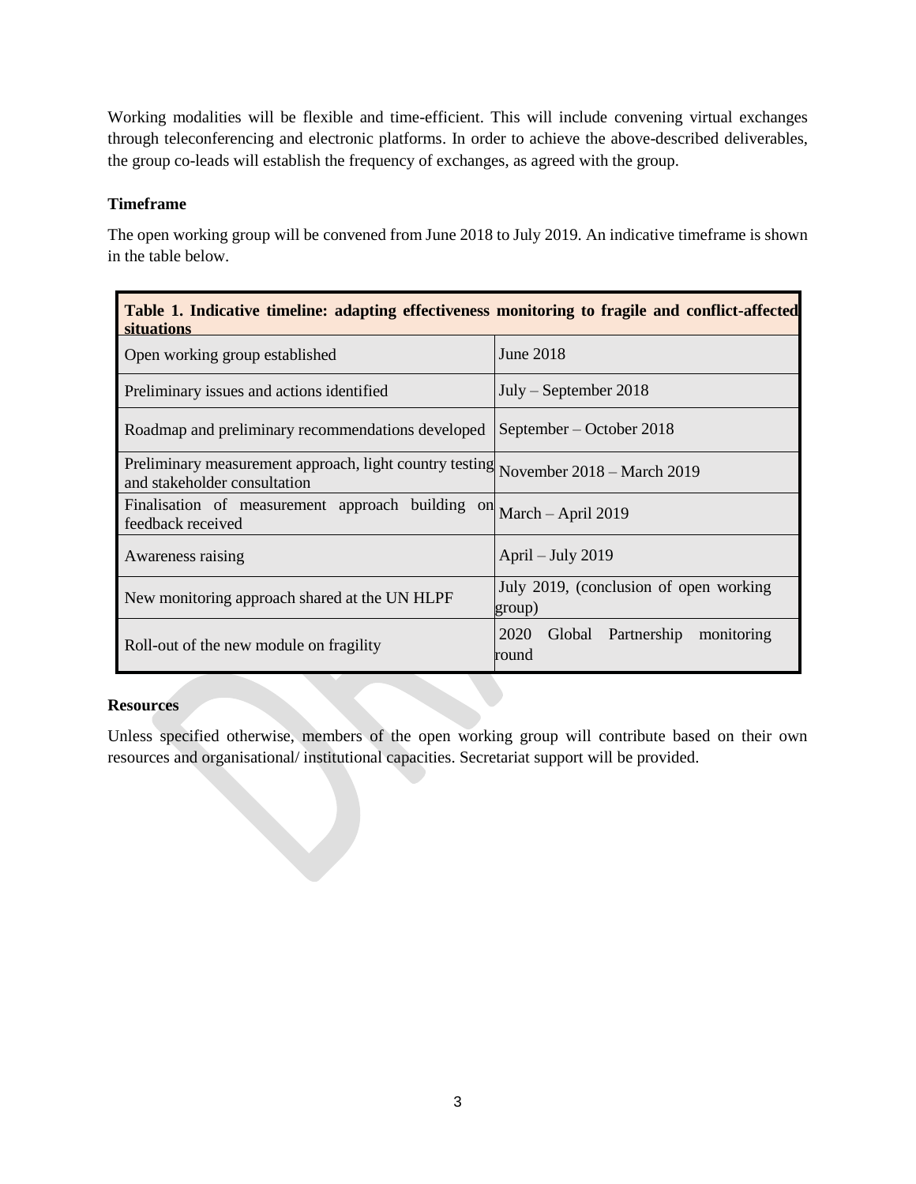Working modalities will be flexible and time-efficient. This will include convening virtual exchanges through teleconferencing and electronic platforms. In order to achieve the above-described deliverables, the group co-leads will establish the frequency of exchanges, as agreed with the group.

**Timeframe**

The open working group will be convened from June 2018 to July 2019. An indicative timeframe is shown in the table below.

**Table 1. Indicative timeline: adapting effectiveness monitoring to fragile and conflict-affected situations**

| | |
|---|---|
| Open working group established | June 2018 |
| Preliminary issues and actions identified | July – September 2018 |
| Roadmap and preliminary recommendations developed | September – October 2018 |
| Preliminary measurement approach, light country testing and stakeholder consultation | November 2018 – March 2019 |
| Finalisation of measurement approach building on feedback received | March – April 2019 |
| Awareness raising | April – July 2019 |
| New monitoring approach shared at the UN HLPF | July 2019, (conclusion of open working group) |
| Roll-out of the new module on fragility | 2020 Global Partnership monitoring round |

**Resources**

Unless specified otherwise, members of the open working group will contribute based on their own resources and organisational/ institutional capacities. Secretariat support will be provided.